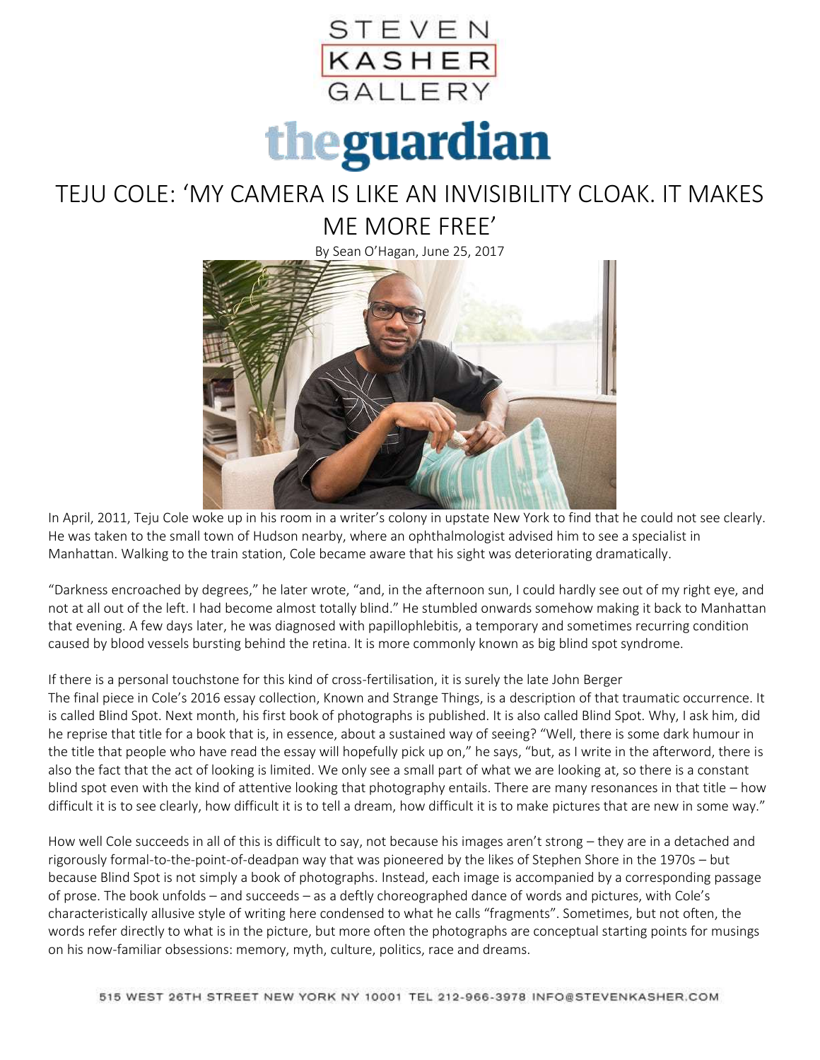STEVEN KASHER GALLERY

theguardian

# TEJU COLE: 'MY CAMERA IS LIKE AN INVISIBILITY CLOAK. IT MAKES ME MORE FREE'

By Sean O'Hagan, June 25, 2017

In April, 2011, Teju Cole woke up in his room in a writer's colony in upstate New York to find that he could not see clearly. He was taken to the small town of Hudson nearby, where an ophthalmologist advised him to see a specialist in Manhattan. Walking to the train station, Cole became aware that his sight was deteriorating dramatically.

"Darkness encroached by degrees," he later wrote, "and, in the afternoon sun, I could hardly see out of my right eye, and not at all out of the left. I had become almost totally blind." He stumbled onwards somehow making it back to Manhattan that evening. A few days later, he was diagnosed with papillophlebitis, a temporary and sometimes recurring condition caused by blood vessels bursting behind the retina. It is more commonly known as big blind spot syndrome.

If there is a personal touchstone for this kind of cross-fertilisation, it is surely the late John Berger

The final piece in Cole's 2016 essay collection, Known and Strange Things, is a description of that traumatic occurrence. It is called Blind Spot. Next month, his first book of photographs is published. It is also called Blind Spot. Why, I ask him, did he reprise that title for a book that is, in essence, about a sustained way of seeing? "Well, there is some dark humour in the title that people who have read the essay will hopefully pick up on," he says, "but, as I write in the afterword, there is also the fact that the act of looking is limited. We only see a small part of what we are looking at, so there is a constant blind spot even with the kind of attentive looking that photography entails. There are many resonances in that title – how difficult it is to see clearly, how difficult it is to tell a dream, how difficult it is to make pictures that are new in some way."

How well Cole succeeds in all of this is difficult to say, not because his images aren't strong – they are in a detached and rigorously formal-to-the-point-of-deadpan way that was pioneered by the likes of Stephen Shore in the 1970s – but because Blind Spot is not simply a book of photographs. Instead, each image is accompanied by a corresponding passage of prose. The book unfolds – and succeeds – as a deftly choreographed dance of words and pictures, with Cole's characteristically allusive style of writing here condensed to what he calls "fragments". Sometimes, but not often, the words refer directly to what is in the picture, but more often the photographs are conceptual starting points for musings on his now-familiar obsessions: memory, myth, culture, politics, race and dreams.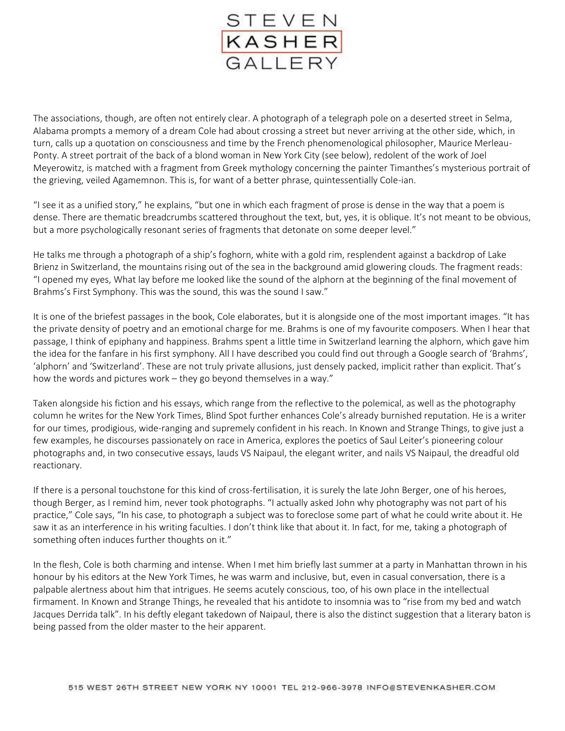The associations, though, are often not entirely clear. A photograph of a telegraph pole on a deserted street in Selma, Alabama prompts a memory of a dream Cole had about crossing a street but never arriving at the other side, which, in turn, calls up a quotation on consciousness and time by the French phenomenological philosopher, Maurice Merleau-Ponty. A street portrait of the back of a blond woman in New York City (see below), redolent of the work of Joel Meyerowitz, is matched with a fragment from Greek mythology concerning the painter Timanthes's mysterious portrait of the grieving, veiled Agamemnon. This is, for want of a better phrase, quintessentially Cole-ian.

"I see it as a unified story," he explains, "but one in which each fragment of prose is dense in the way that a poem is dense. There are thematic breadcrumbs scattered throughout the text, but, yes, it is oblique. It's not meant to be obvious, but a more psychologically resonant series of fragments that detonate on some deeper level."

He talks me through a photograph of a ship's foghorn, white with a gold rim, resplendent against a backdrop of Lake Brienz in Switzerland, the mountains rising out of the sea in the background amid glowering clouds. The fragment reads: "I opened my eyes, What lay before me looked like the sound of the alphorn at the beginning of the final movement of Brahms's First Symphony. This was the sound, this was the sound I saw."

It is one of the briefest passages in the book, Cole elaborates, but it is alongside one of the most important images. "It has the private density of poetry and an emotional charge for me. Brahms is one of my favourite composers. When I hear that passage, I think of epiphany and happiness. Brahms spent a little time in Switzerland learning the alphorn, which gave him the idea for the fanfare in his first symphony. All I have described you could find out through a Google search of 'Brahms', 'alphorn' and 'Switzerland'. These are not truly private allusions, just densely packed, implicit rather than explicit. That's how the words and pictures work – they go beyond themselves in a way."

Taken alongside his fiction and his essays, which range from the reflective to the polemical, as well as the photography column he writes for the New York Times, Blind Spot further enhances Cole's already burnished reputation. He is a writer for our times, prodigious, wide-ranging and supremely confident in his reach. In Known and Strange Things, to give just a few examples, he discourses passionately on race in America, explores the poetics of Saul Leiter's pioneering colour photographs and, in two consecutive essays, lauds VS Naipaul, the elegant writer, and nails VS Naipaul, the dreadful old reactionary.

If there is a personal touchstone for this kind of cross-fertilisation, it is surely the late John Berger, one of his heroes, though Berger, as I remind him, never took photographs. "I actually asked John why photography was not part of his practice," Cole says, "In his case, to photograph a subject was to foreclose some part of what he could write about it. He saw it as an interference in his writing faculties. I don't think like that about it. In fact, for me, taking a photograph of something often induces further thoughts on it."

In the flesh, Cole is both charming and intense. When I met him briefly last summer at a party in Manhattan thrown in his honour by his editors at the New York Times, he was warm and inclusive, but, even in casual conversation, there is a palpable alertness about him that intrigues. He seems acutely conscious, too, of his own place in the intellectual firmament. In Known and Strange Things, he revealed that his antidote to insomnia was to "rise from my bed and watch Jacques Derrida talk". In his deftly elegant takedown of Naipaul, there is also the distinct suggestion that a literary baton is being passed from the older master to the heir apparent.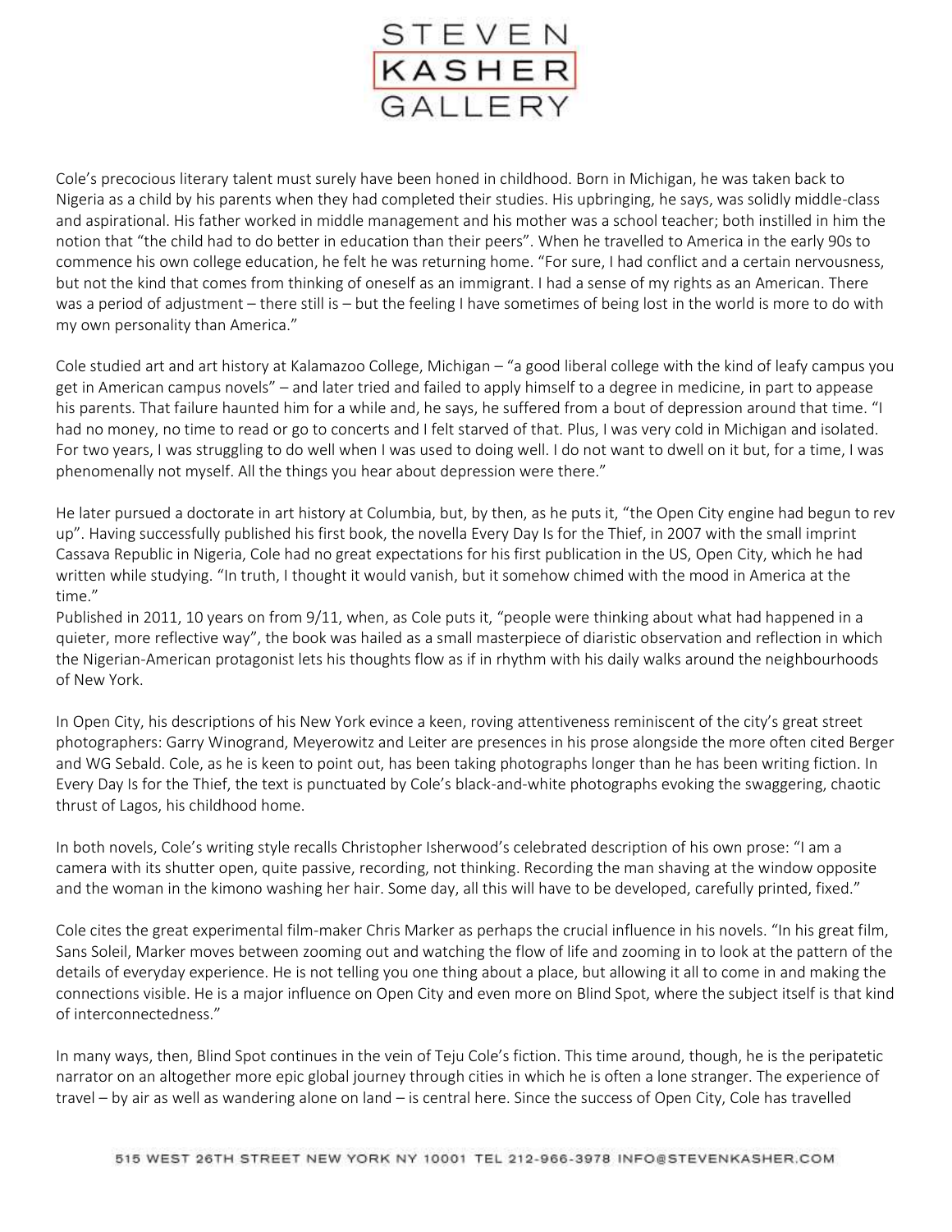Cole's precocious literary talent must surely have been honed in childhood. Born in Michigan, he was taken back to Nigeria as a child by his parents when they had completed their studies. His upbringing, he says, was solidly middle-class and aspirational. His father worked in middle management and his mother was a school teacher; both instilled in him the notion that "the child had to do better in education than their peers". When he travelled to America in the early 90s to commence his own college education, he felt he was returning home. "For sure, I had conflict and a certain nervousness, but not the kind that comes from thinking of oneself as an immigrant. I had a sense of my rights as an American. There was a period of adjustment – there still is – but the feeling I have sometimes of being lost in the world is more to do with my own personality than America."

Cole studied art and art history at Kalamazoo College, Michigan – "a good liberal college with the kind of leafy campus you get in American campus novels" – and later tried and failed to apply himself to a degree in medicine, in part to appease his parents. That failure haunted him for a while and, he says, he suffered from a bout of depression around that time. "I had no money, no time to read or go to concerts and I felt starved of that. Plus, I was very cold in Michigan and isolated. For two years, I was struggling to do well when I was used to doing well. I do not want to dwell on it but, for a time, I was phenomenally not myself. All the things you hear about depression were there."

He later pursued a doctorate in art history at Columbia, but, by then, as he puts it, "the Open City engine had begun to rev up". Having successfully published his first book, the novella Every Day Is for the Thief, in 2007 with the small imprint Cassava Republic in Nigeria, Cole had no great expectations for his first publication in the US, Open City, which he had written while studying. "In truth, I thought it would vanish, but it somehow chimed with the mood in America at the time."
Published in 2011, 10 years on from 9/11, when, as Cole puts it, "people were thinking about what had happened in a quieter, more reflective way", the book was hailed as a small masterpiece of diaristic observation and reflection in which the Nigerian-American protagonist lets his thoughts flow as if in rhythm with his daily walks around the neighbourhoods of New York.

In Open City, his descriptions of his New York evince a keen, roving attentiveness reminiscent of the city's great street photographers: Garry Winogrand, Meyerowitz and Leiter are presences in his prose alongside the more often cited Berger and WG Sebald. Cole, as he is keen to point out, has been taking photographs longer than he has been writing fiction. In Every Day Is for the Thief, the text is punctuated by Cole's black-and-white photographs evoking the swaggering, chaotic thrust of Lagos, his childhood home.

In both novels, Cole's writing style recalls Christopher Isherwood's celebrated description of his own prose: "I am a camera with its shutter open, quite passive, recording, not thinking. Recording the man shaving at the window opposite and the woman in the kimono washing her hair. Some day, all this will have to be developed, carefully printed, fixed."

Cole cites the great experimental film-maker Chris Marker as perhaps the crucial influence in his novels. "In his great film, Sans Soleil, Marker moves between zooming out and watching the flow of life and zooming in to look at the pattern of the details of everyday experience. He is not telling you one thing about a place, but allowing it all to come in and making the connections visible. He is a major influence on Open City and even more on Blind Spot, where the subject itself is that kind of interconnectedness."

In many ways, then, Blind Spot continues in the vein of Teju Cole's fiction. This time around, though, he is the peripatetic narrator on an altogether more epic global journey through cities in which he is often a lone stranger. The experience of travel – by air as well as wandering alone on land – is central here. Since the success of Open City, Cole has travelled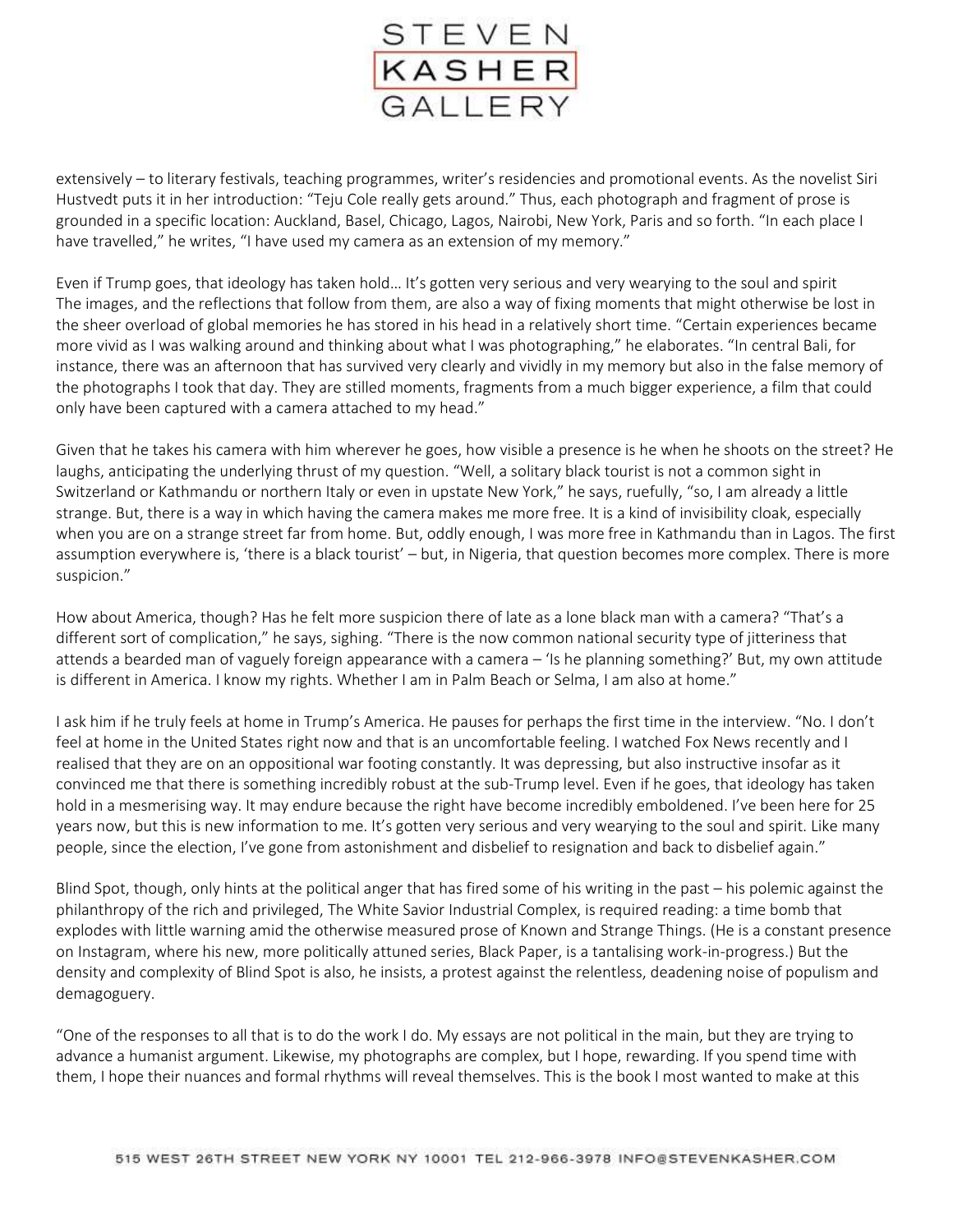extensively – to literary festivals, teaching programmes, writer's residencies and promotional events. As the novelist Siri Hustvedt puts it in her introduction: "Teju Cole really gets around." Thus, each photograph and fragment of prose is grounded in a specific location: Auckland, Basel, Chicago, Lagos, Nairobi, New York, Paris and so forth. "In each place I have travelled," he writes, "I have used my camera as an extension of my memory."

Even if Trump goes, that ideology has taken hold… It's gotten very serious and very wearying to the soul and spirit
The images, and the reflections that follow from them, are also a way of fixing moments that might otherwise be lost in the sheer overload of global memories he has stored in his head in a relatively short time. "Certain experiences became more vivid as I was walking around and thinking about what I was photographing," he elaborates. "In central Bali, for instance, there was an afternoon that has survived very clearly and vividly in my memory but also in the false memory of the photographs I took that day. They are stilled moments, fragments from a much bigger experience, a film that could only have been captured with a camera attached to my head."

Given that he takes his camera with him wherever he goes, how visible a presence is he when he shoots on the street? He laughs, anticipating the underlying thrust of my question. "Well, a solitary black tourist is not a common sight in Switzerland or Kathmandu or northern Italy or even in upstate New York," he says, ruefully, "so, I am already a little strange. But, there is a way in which having the camera makes me more free. It is a kind of invisibility cloak, especially when you are on a strange street far from home. But, oddly enough, I was more free in Kathmandu than in Lagos. The first assumption everywhere is, 'there is a black tourist' – but, in Nigeria, that question becomes more complex. There is more suspicion."

How about America, though? Has he felt more suspicion there of late as a lone black man with a camera? "That's a different sort of complication," he says, sighing. "There is the now common national security type of jitteriness that attends a bearded man of vaguely foreign appearance with a camera – 'Is he planning something?' But, my own attitude is different in America. I know my rights. Whether I am in Palm Beach or Selma, I am also at home."

I ask him if he truly feels at home in Trump's America. He pauses for perhaps the first time in the interview. "No. I don't feel at home in the United States right now and that is an uncomfortable feeling. I watched Fox News recently and I realised that they are on an oppositional war footing constantly. It was depressing, but also instructive insofar as it convinced me that there is something incredibly robust at the sub-Trump level. Even if he goes, that ideology has taken hold in a mesmerising way. It may endure because the right have become incredibly emboldened. I've been here for 25 years now, but this is new information to me. It's gotten very serious and very wearying to the soul and spirit. Like many people, since the election, I've gone from astonishment and disbelief to resignation and back to disbelief again."

Blind Spot, though, only hints at the political anger that has fired some of his writing in the past – his polemic against the philanthropy of the rich and privileged, The White Savior Industrial Complex, is required reading: a time bomb that explodes with little warning amid the otherwise measured prose of Known and Strange Things. (He is a constant presence on Instagram, where his new, more politically attuned series, Black Paper, is a tantalising work-in-progress.) But the density and complexity of Blind Spot is also, he insists, a protest against the relentless, deadening noise of populism and demagoguery.

"One of the responses to all that is to do the work I do. My essays are not political in the main, but they are trying to advance a humanist argument. Likewise, my photographs are complex, but I hope, rewarding. If you spend time with them, I hope their nuances and formal rhythms will reveal themselves. This is the book I most wanted to make at this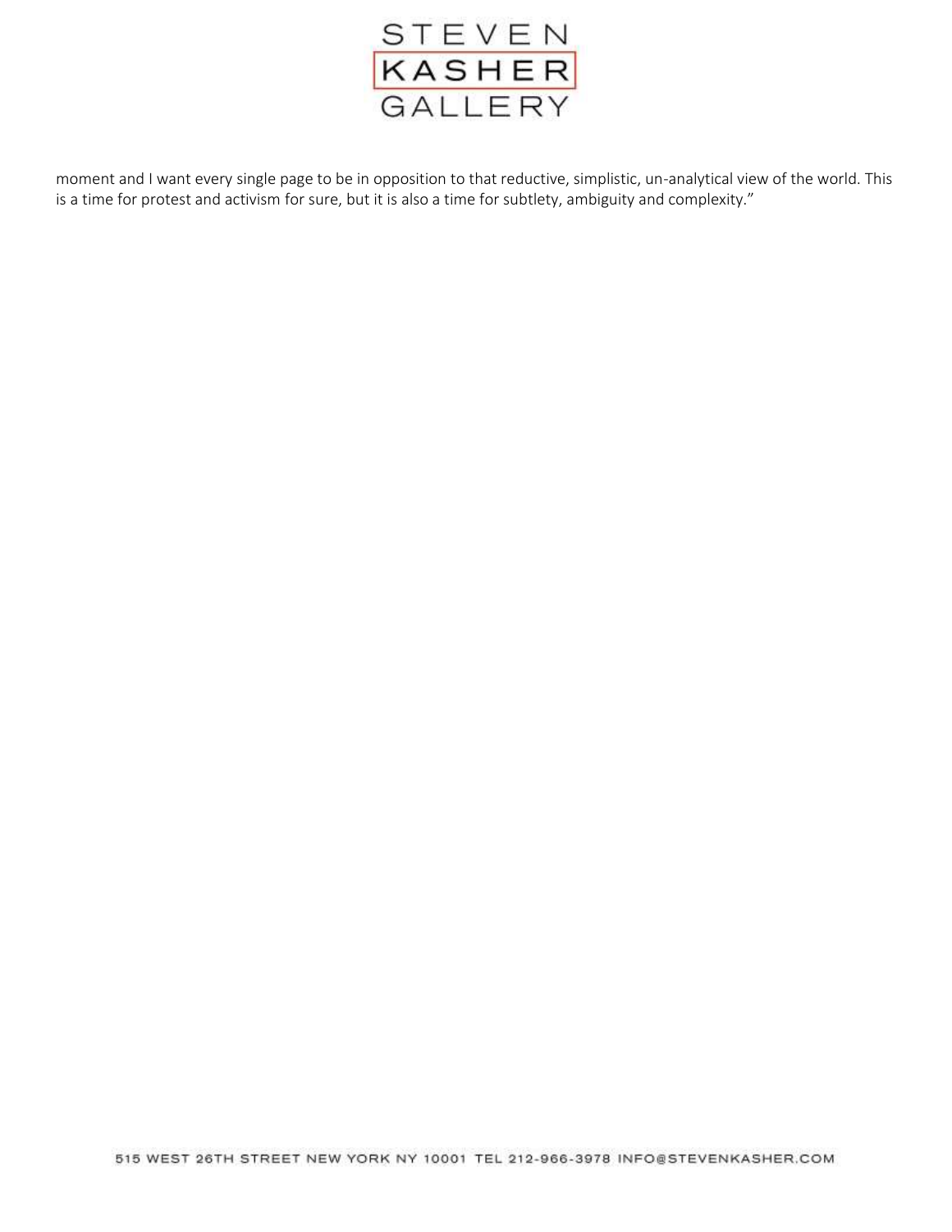moment and I want every single page to be in opposition to that reductive, simplistic, un-analytical view of the world. This is a time for protest and activism for sure, but it is also a time for subtlety, ambiguity and complexity."